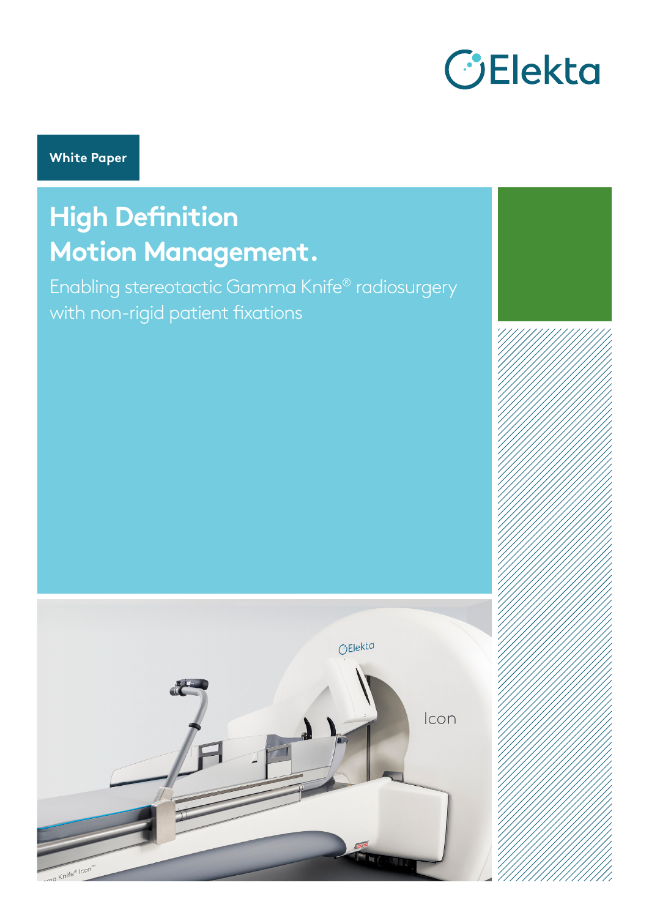Elekta

White Paper

# High Definition Motion Management.

Enabling stereotactic Gamma Knife® radiosurgery with non-rigid patient fixations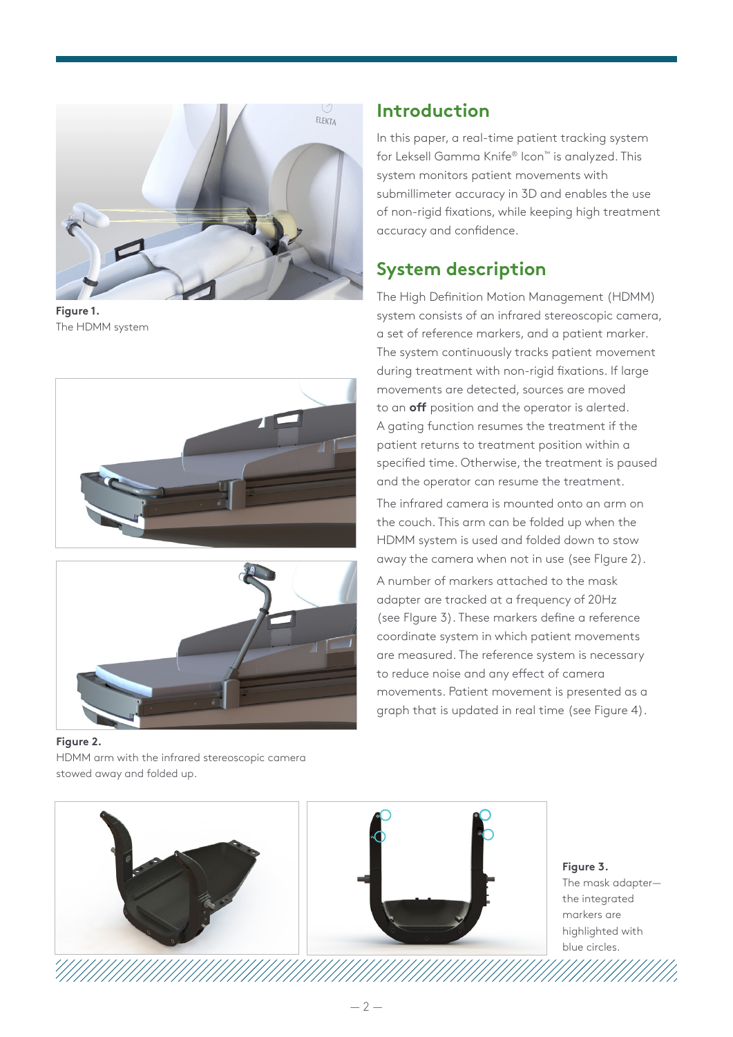Figure 1.
The HDMM system

Figure 2.
HDMM arm with the infrared stereoscopic camera stowed away and folded up.

## Introduction

In this paper, a real-time patient tracking system for Leksell Gamma Knife® Icon™ is analyzed. This system monitors patient movements with submillimeter accuracy in 3D and enables the use of non-rigid fixations, while keeping high treatment accuracy and confidence.

## System description

The High Definition Motion Management (HDMM) system consists of an infrared stereoscopic camera, a set of reference markers, and a patient marker. The system continuously tracks patient movement during treatment with non-rigid fixations. If large movements are detected, sources are moved to an **off** position and the operator is alerted. A gating function resumes the treatment if the patient returns to treatment position within a specified time. Otherwise, the treatment is paused and the operator can resume the treatment.

The infrared camera is mounted onto an arm on the couch. This arm can be folded up when the HDMM system is used and folded down to stow away the camera when not in use (see FIgure 2).

A number of markers attached to the mask adapter are tracked at a frequency of 20Hz (see FIgure 3). These markers define a reference coordinate system in which patient movements are measured. The reference system is necessary to reduce noise and any effect of camera movements. Patient movement is presented as a graph that is updated in real time (see Figure 4).

Figure 3.
The mask adapter—the integrated markers are highlighted with blue circles.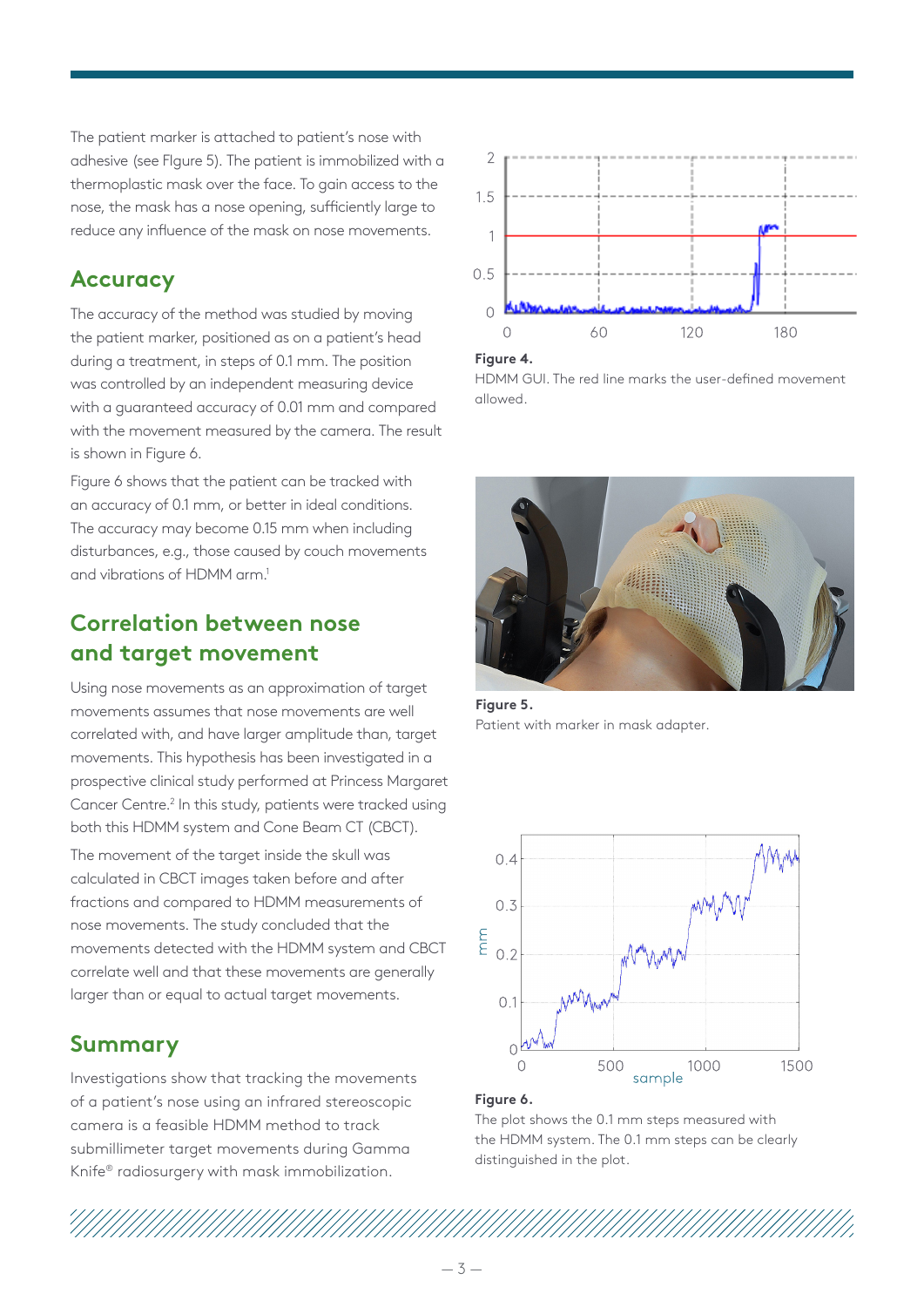The patient marker is attached to patient's nose with adhesive (see FIgure 5). The patient is immobilized with a thermoplastic mask over the face. To gain access to the nose, the mask has a nose opening, sufficiently large to reduce any influence of the mask on nose movements.

## Accuracy

The accuracy of the method was studied by moving the patient marker, positioned as on a patient's head during a treatment, in steps of 0.1 mm. The position was controlled by an independent measuring device with a guaranteed accuracy of 0.01 mm and compared with the movement measured by the camera. The result is shown in Figure 6.

Figure 6 shows that the patient can be tracked with an accuracy of 0.1 mm, or better in ideal conditions. The accuracy may become 0.15 mm when including disturbances, e.g., those caused by couch movements and vibrations of HDMM arm.[1]

## Correlation between nose and target movement

Using nose movements as an approximation of target movements assumes that nose movements are well correlated with, and have larger amplitude than, target movements. This hypothesis has been investigated in a prospective clinical study performed at Princess Margaret Cancer Centre.[2] In this study, patients were tracked using both this HDMM system and Cone Beam CT (CBCT).

The movement of the target inside the skull was calculated in CBCT images taken before and after fractions and compared to HDMM measurements of nose movements. The study concluded that the movements detected with the HDMM system and CBCT correlate well and that these movements are generally larger than or equal to actual target movements.

## Summary

Investigations show that tracking the movements of a patient's nose using an infrared stereoscopic camera is a feasible HDMM method to track submillimeter target movements during Gamma Knife® radiosurgery with mask immobilization.

**Figure 4.**
HDMM GUI. The red line marks the user-defined movement allowed.

**Figure 5.**
Patient with marker in mask adapter.

**Figure 6.**
The plot shows the 0.1 mm steps measured with the HDMM system. The 0.1 mm steps can be clearly distinguished in the plot.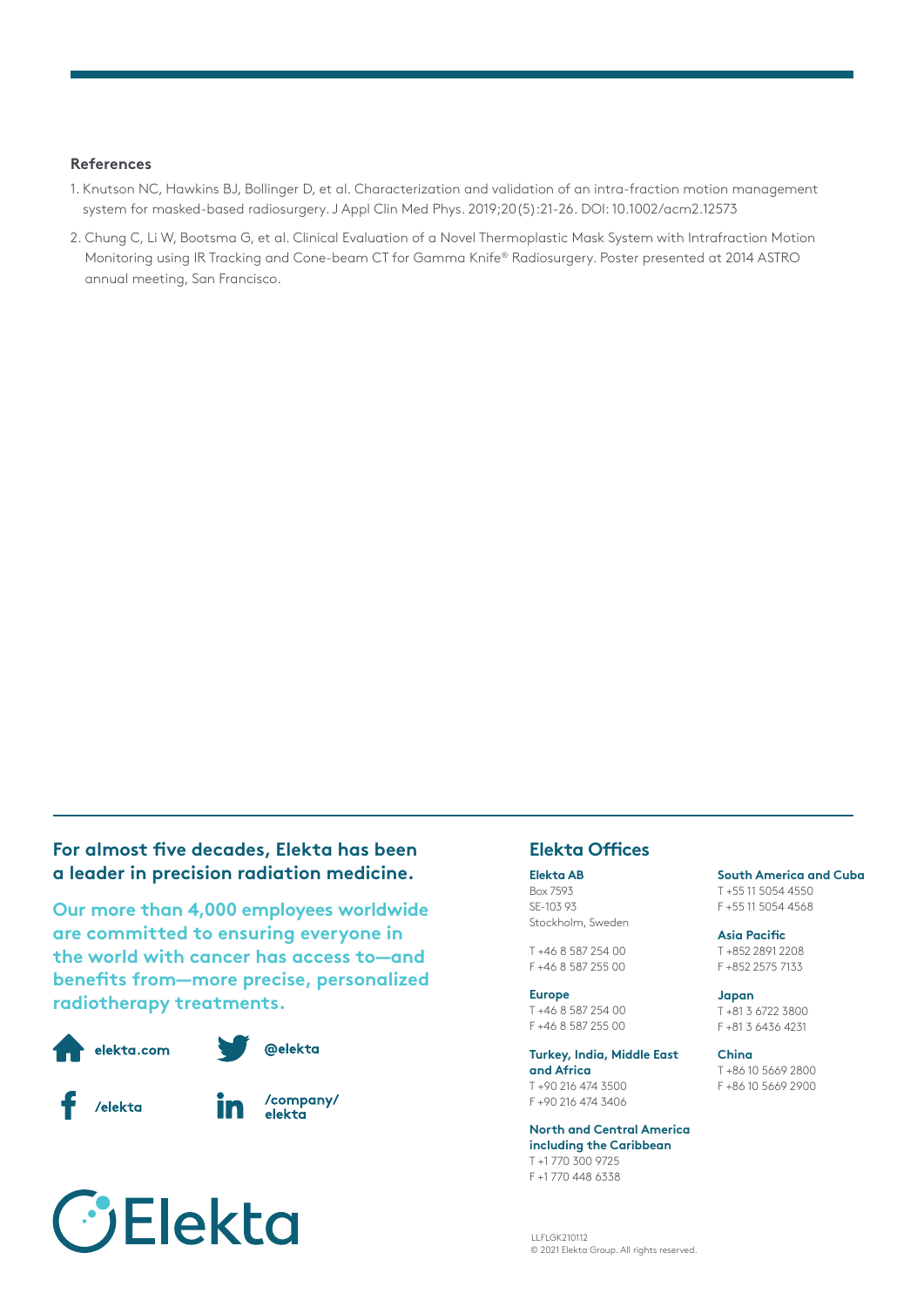**References**

1. Knutson NC, Hawkins BJ, Bollinger D, et al. Characterization and validation of an intra-fraction motion management system for masked-based radiosurgery. J Appl Clin Med Phys. 2019;20(5):21-26. DOI: 10.1002/acm2.12573
2. Chung C, Li W, Bootsma G, et al. Clinical Evaluation of a Novel Thermoplastic Mask System with Intrafraction Motion Monitoring using IR Tracking and Cone-beam CT for Gamma Knife® Radiosurgery. Poster presented at 2014 ASTRO annual meeting, San Francisco.

**For almost five decades, Elekta has been a leader in precision radiation medicine.**

**Our more than 4,000 employees worldwide are committed to ensuring everyone in the world with cancer has access to—and benefits from—more precise, personalized radiotherapy treatments.**

**elekta.com**

**@elekta**

**/elekta**

**/company/elekta**

Elekta

## Elekta Offices

**Elekta AB**
Box 7593
SE-103 93
Stockholm, Sweden

T +46 8 587 254 00
F +46 8 587 255 00

**Europe**
T +46 8 587 254 00
F +46 8 587 255 00

**Turkey, India, Middle East and Africa**
T +90 216 474 3500
F +90 216 474 3406

**North and Central America including the Caribbean**
T +1 770 300 9725
F +1 770 448 6338

**South America and Cuba**
T +55 11 5054 4550
F +55 11 5054 4568

**Asia Pacific**
T +852 2891 2208
F +852 2575 7133

**Japan**
T +81 3 6722 3800
F +81 3 6436 4231

**China**
T +86 10 5669 2800
F +86 10 5669 2900

LLFLGK210112
© 2021 Elekta Group. All rights reserved.